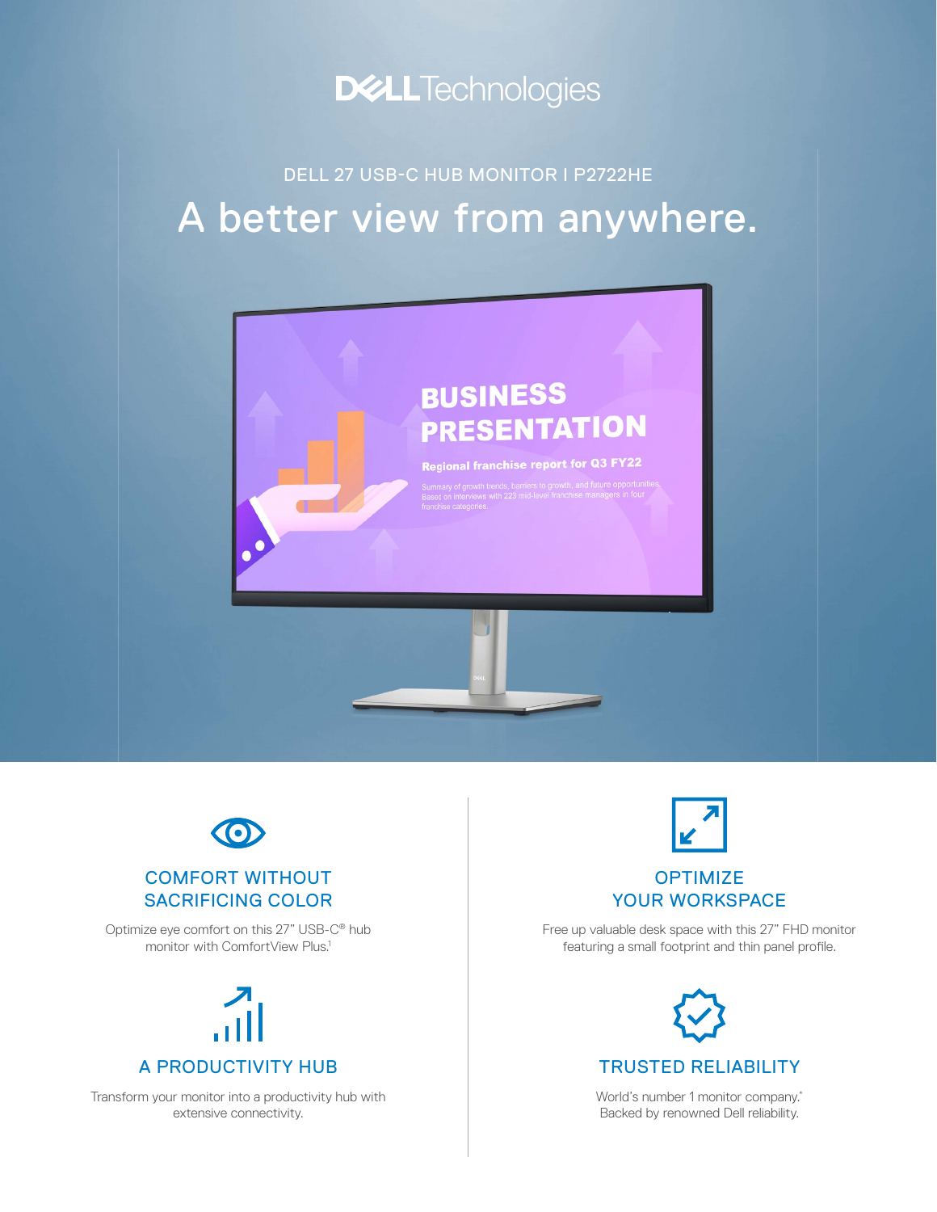Dell Technologies

DELL 27 USB-C HUB MONITOR I P2722HE

# A better view from anywhere.

## COMFORT WITHOUT SACRIFICING COLOR

Optimize eye comfort on this 27" USB-C® hub monitor with ComfortView Plus.[1]

## A PRODUCTIVITY HUB

Transform your monitor into a productivity hub with extensive connectivity.

## OPTIMIZE YOUR WORKSPACE

Free up valuable desk space with this 27" FHD monitor featuring a small footprint and thin panel profile.

## TRUSTED RELIABILITY

World's number 1 monitor company.[*] Backed by renowned Dell reliability.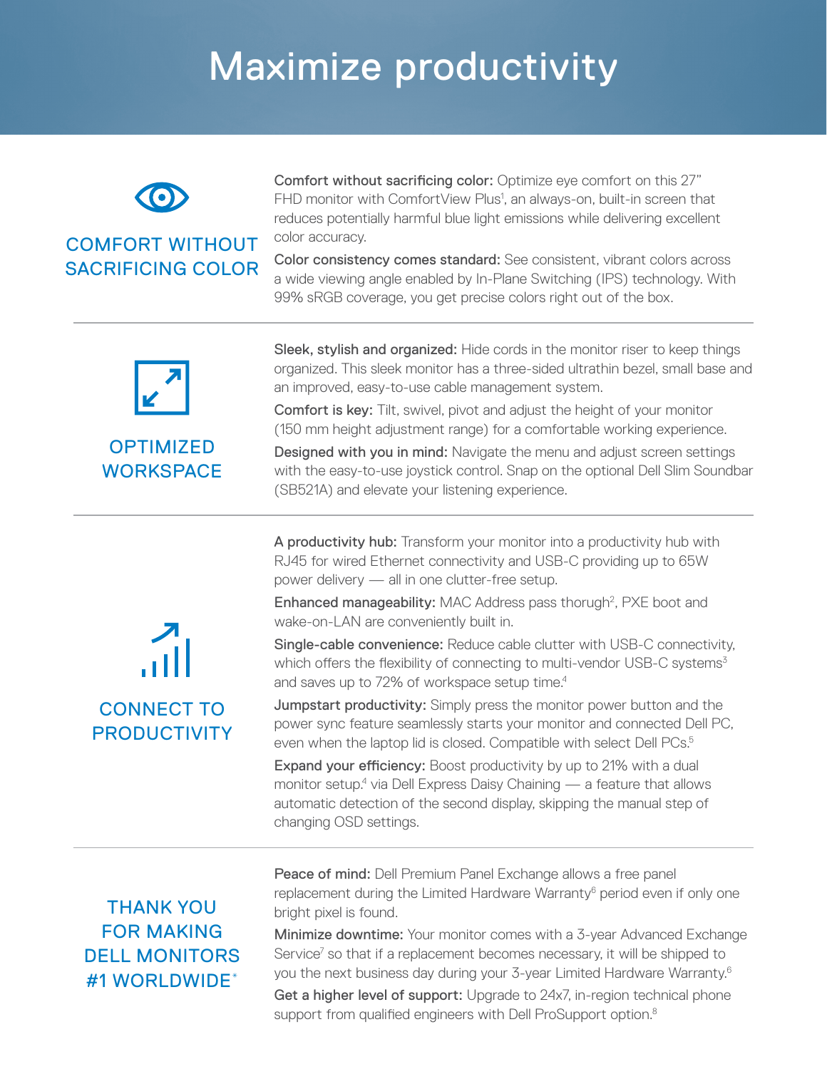# Maximize productivity

## COMFORT WITHOUT SACRIFICING COLOR

**Comfort without sacrificing color:** Optimize eye comfort on this 27" FHD monitor with ComfortView Plus[1], an always-on, built-in screen that reduces potentially harmful blue light emissions while delivering excellent color accuracy.

**Color consistency comes standard:** See consistent, vibrant colors across a wide viewing angle enabled by In-Plane Switching (IPS) technology. With 99% sRGB coverage, you get precise colors right out of the box.

## OPTIMIZED WORKSPACE

**Sleek, stylish and organized:** Hide cords in the monitor riser to keep things organized. This sleek monitor has a three-sided ultrathin bezel, small base and an improved, easy-to-use cable management system.

**Comfort is key:** Tilt, swivel, pivot and adjust the height of your monitor (150 mm height adjustment range) for a comfortable working experience.

**Designed with you in mind:** Navigate the menu and adjust screen settings with the easy-to-use joystick control. Snap on the optional Dell Slim Soundbar (SB521A) and elevate your listening experience.

## CONNECT TO PRODUCTIVITY

**A productivity hub:** Transform your monitor into a productivity hub with RJ45 for wired Ethernet connectivity and USB-C providing up to 65W power delivery — all in one clutter-free setup.

**Enhanced manageability:** MAC Address pass thorugh[2], PXE boot and wake-on-LAN are conveniently built in.

**Single-cable convenience:** Reduce cable clutter with USB-C connectivity, which offers the flexibility of connecting to multi-vendor USB-C systems[3] and saves up to 72% of workspace setup time.[4]

**Jumpstart productivity:** Simply press the monitor power button and the power sync feature seamlessly starts your monitor and connected Dell PC, even when the laptop lid is closed. Compatible with select Dell PCs.[5]

**Expand your efficiency:** Boost productivity by up to 21% with a dual monitor setup.[4] via Dell Express Daisy Chaining — a feature that allows automatic detection of the second display, skipping the manual step of changing OSD settings.

## THANK YOU FOR MAKING DELL MONITORS #1 WORLDWIDE*

**Peace of mind:** Dell Premium Panel Exchange allows a free panel replacement during the Limited Hardware Warranty[6] period even if only one bright pixel is found.

**Minimize downtime:** Your monitor comes with a 3-year Advanced Exchange Service[7] so that if a replacement becomes necessary, it will be shipped to you the next business day during your 3-year Limited Hardware Warranty.[6]

**Get a higher level of support:** Upgrade to 24x7, in-region technical phone support from qualified engineers with Dell ProSupport option.[8]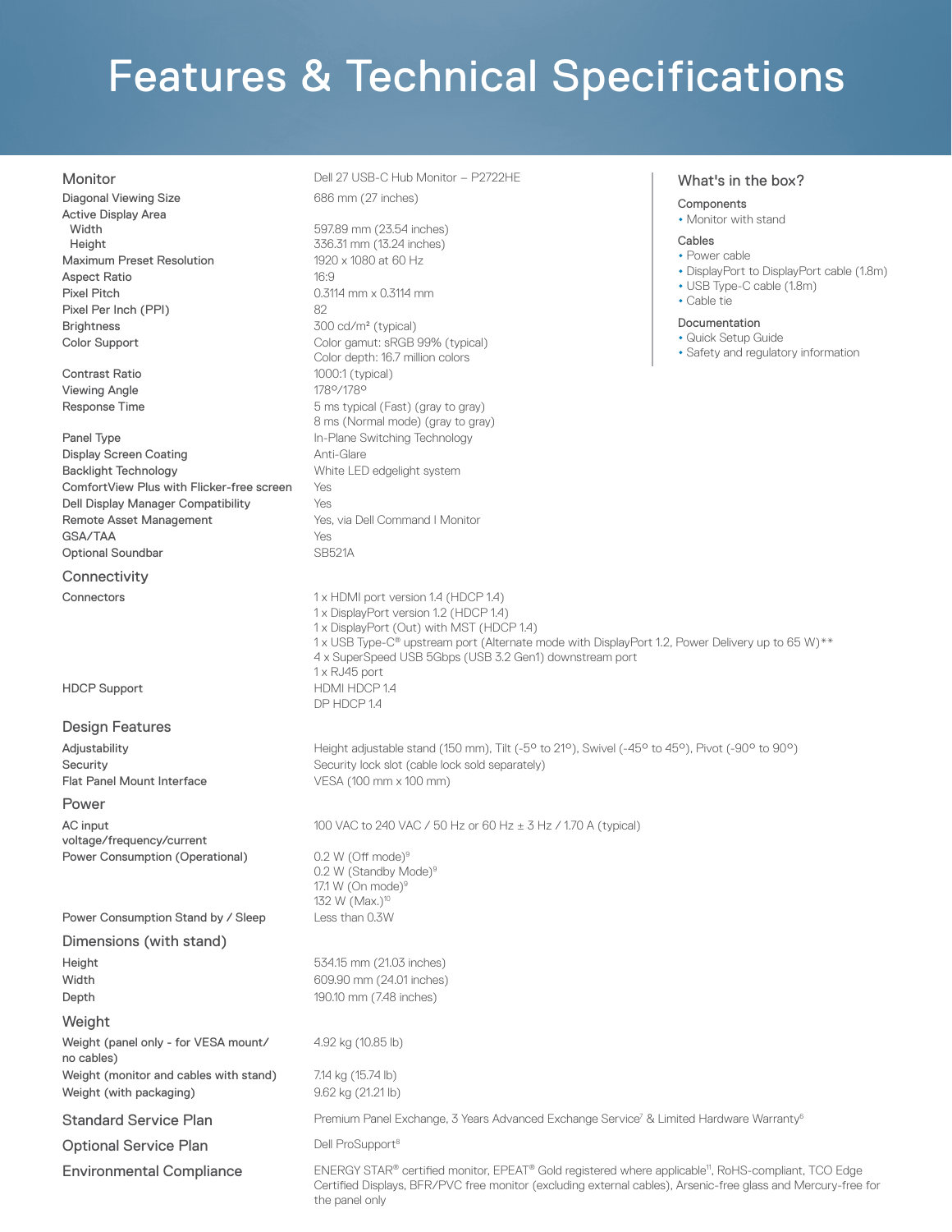# Features & Technical Specifications

| Monitor | Dell 27 USB-C Hub Monitor – P2722HE |
| --- | --- |
| Diagonal Viewing Size | 686 mm (27 inches) |
| Active Display Area | |
| Width | 597.89 mm (23.54 inches) |
| Height | 336.31 mm (13.24 inches) |
| Maximum Preset Resolution | 1920 x 1080 at 60 Hz |
| Aspect Ratio | 16:9 |
| Pixel Pitch | 0.3114 mm x 0.3114 mm |
| Pixel Per Inch (PPI) | 82 |
| Brightness | 300 cd/m² (typical) |
| Color Support | Color gamut: sRGB 99% (typical)<br>Color depth: 16.7 million colors |
| Contrast Ratio | 1000:1 (typical) |
| Viewing Angle | 178º/178º |
| Response Time | 5 ms typical (Fast) (gray to gray)<br>8 ms (Normal mode) (gray to gray) |
| Panel Type | In-Plane Switching Technology |
| Display Screen Coating | Anti-Glare |
| Backlight Technology | White LED edgelight system |
| ComfortView Plus with Flicker-free screen | Yes |
| Dell Display Manager Compatibility | Yes |
| Remote Asset Management | Yes, via Dell Command I Monitor |
| GSA/TAA | Yes |
| Optional Soundbar | SB521A |

## Connectivity

| | |
| --- | --- |
| Connectors | 1 x HDMI port version 1.4 (HDCP 1.4)<br>1 x DisplayPort version 1.2 (HDCP 1.4)<br>1 x DisplayPort (Out) with MST (HDCP 1.4)<br>1 x USB Type-C® upstream port (Alternate mode with DisplayPort 1.2, Power Delivery up to 65 W)**<br>4 x SuperSpeed USB 5Gbps (USB 3.2 Gen1) downstream port<br>1 x RJ45 port |
| HDCP Support | HDMI HDCP 1.4<br>DP HDCP 1.4 |

## Design Features

| | |
| --- | --- |
| Adjustability | Height adjustable stand (150 mm), Tilt (-5º to 21º), Swivel (-45º to 45º), Pivot (-90º to 90º) |
| Security | Security lock slot (cable lock sold separately) |
| Flat Panel Mount Interface | VESA (100 mm x 100 mm) |

## Power

| | |
| --- | --- |
| AC input voltage/frequency/current | 100 VAC to 240 VAC / 50 Hz or 60 Hz ± 3 Hz / 1.70 A (typical) |
| Power Consumption (Operational) | 0.2 W (Off mode)[9]<br>0.2 W (Standby Mode)[9]<br>17.1 W (On mode)[9]<br>132 W (Max.)[10] |
| Power Consumption Stand by / Sleep | Less than 0.3W |

## Dimensions (with stand)

| | |
| --- | --- |
| Height | 534.15 mm (21.03 inches) |
| Width | 609.90 mm (24.01 inches) |
| Depth | 190.10 mm (7.48 inches) |

## Weight

| | |
| --- | --- |
| Weight (panel only - for VESA mount/ no cables) | 4.92 kg (10.85 lb) |
| Weight (monitor and cables with stand) | 7.14 kg (15.74 lb) |
| Weight (with packaging) | 9.62 kg (21.21 lb) |

## Standard Service Plan

Premium Panel Exchange, 3 Years Advanced Exchange Service[7] & Limited Hardware Warranty[6]

## Optional Service Plan

Dell ProSupport[8]

## Environmental Compliance

ENERGY STAR® certified monitor, EPEAT® Gold registered where applicable[11], RoHS-compliant, TCO Edge Certified Displays, BFR/PVC free monitor (excluding external cables), Arsenic-free glass and Mercury-free for the panel only

## What's in the box?

### Components
- Monitor with stand

### Cables
- Power cable
- DisplayPort to DisplayPort cable (1.8m)
- USB Type-C cable (1.8m)
- Cable tie

### Documentation
- Quick Setup Guide
- Safety and regulatory information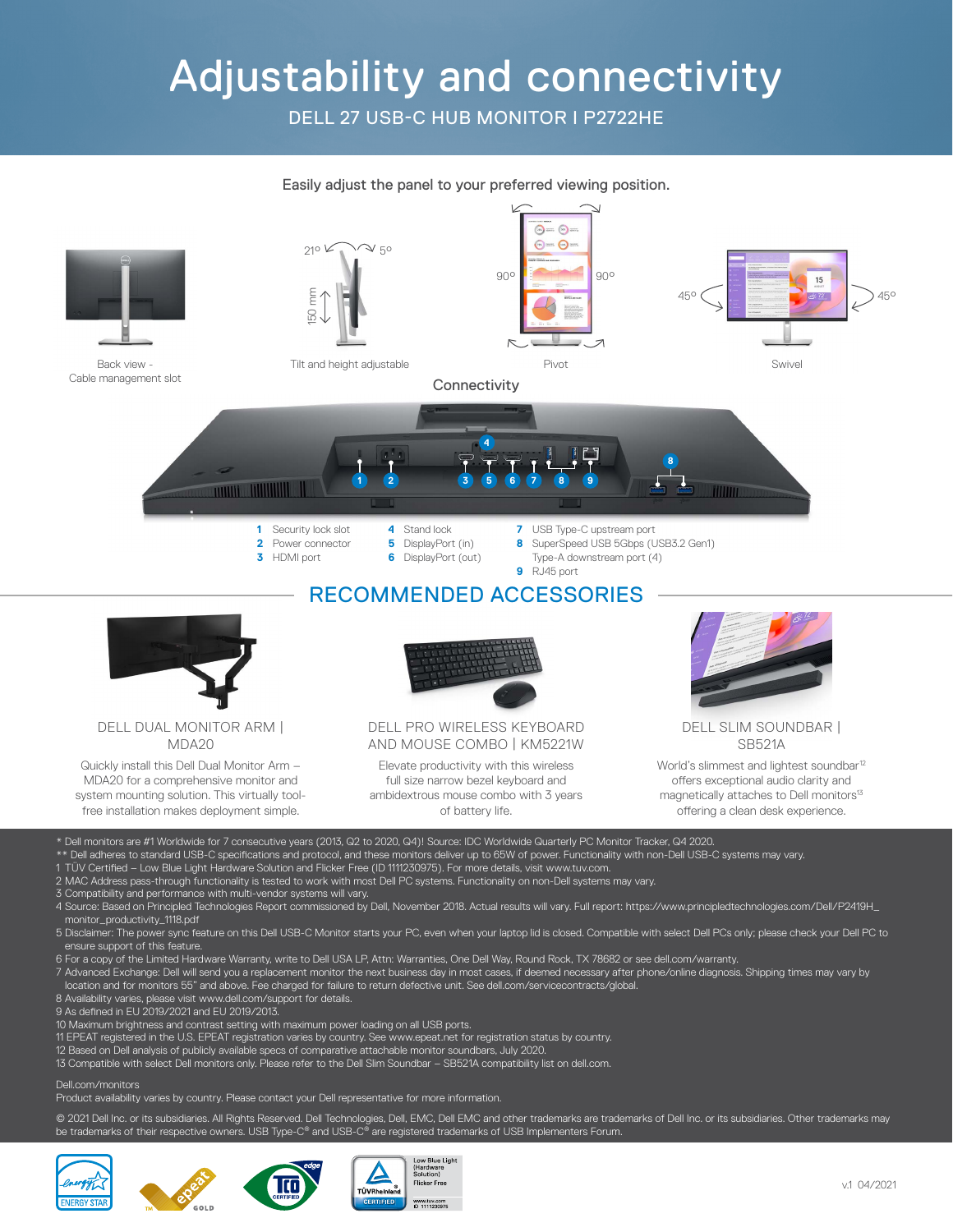# Adjustability and connectivity

DELL 27 USB-C HUB MONITOR I P2722HE

Easily adjust the panel to your preferred viewing position.

Back view - Cable management slot

21º 5º

150 mm

Tilt and height adjustable

90º 90º

Pivot

45º 45º

Swivel

## Connectivity

1 Security lock slot
2 Power connector
3 HDMI port
4 Stand lock
5 DisplayPort (in)
6 DisplayPort (out)
7 USB Type-C upstream port
8 SuperSpeed USB 5Gbps (USB3.2 Gen1) Type-A downstream port (4)
9 RJ45 port

## RECOMMENDED ACCESSORIES

### DELL DUAL MONITOR ARM | MDA20

Quickly install this Dell Dual Monitor Arm – MDA20 for a comprehensive monitor and system mounting solution. This virtually tool-free installation makes deployment simple.

### DELL PRO WIRELESS KEYBOARD AND MOUSE COMBO | KM5221W

Elevate productivity with this wireless full size narrow bezel keyboard and ambidextrous mouse combo with 3 years of battery life.

### DELL SLIM SOUNDBAR | SB521A

World's slimmest and lightest soundbar[12] offers exceptional audio clarity and magnetically attaches to Dell monitors[13] offering a clean desk experience.

* Dell monitors are #1 Worldwide for 7 consecutive years (2013, Q2 to 2020, Q4)! Source: IDC Worldwide Quarterly PC Monitor Tracker, Q4 2020.
** Dell adheres to standard USB-C specifications and protocol, and these monitors deliver up to 65W of power. Functionality with non-Dell USB-C systems may vary.
1 TÜV Certified – Low Blue Light Hardware Solution and Flicker Free (ID 1111230975). For more details, visit www.tuv.com.
2 MAC Address pass-through functionality is tested to work with most Dell PC systems. Functionality on non-Dell systems may vary.
3 Compatibility and performance with multi-vendor systems will vary.
4 Source: Based on Principled Technologies Report commissioned by Dell, November 2018. Actual results will vary. Full report: https://www.principledtechnologies.com/Dell/P2419H_monitor_productivity_1118.pdf
5 Disclaimer: The power sync feature on this Dell USB-C Monitor starts your PC, even when your laptop lid is closed. Compatible with select Dell PCs only; please check your Dell PC to ensure support of this feature.
6 For a copy of the Limited Hardware Warranty, write to Dell USA LP, Attn: Warranties, One Dell Way, Round Rock, TX 78682 or see dell.com/warranty.
7 Advanced Exchange: Dell will send you a replacement monitor the next business day in most cases, if deemed necessary after phone/online diagnosis. Shipping times may vary by location and for monitors 55" and above. Fee charged for failure to return defective unit. See dell.com/servicecontracts/global.
8 Availability varies, please visit www.dell.com/support for details.
9 As defined in EU 2019/2021 and EU 2019/2013.
10 Maximum brightness and contrast setting with maximum power loading on all USB ports.
11 EPEAT registered in the U.S. EPEAT registration varies by country. See www.epeat.net for registration status by country.
12 Based on Dell analysis of publicly available specs of comparative attachable monitor soundbars, July 2020.
13 Compatible with select Dell monitors only. Please refer to the Dell Slim Soundbar – SB521A compatibility list on dell.com.

Dell.com/monitors
Product availability varies by country. Please contact your Dell representative for more information.

© 2021 Dell Inc. or its subsidiaries. All Rights Reserved. Dell Technologies, Dell, EMC, Dell EMC and other trademarks are trademarks of Dell Inc. or its subsidiaries. Other trademarks may be trademarks of their respective owners. USB Type-C® and USB-C® are registered trademarks of USB Implementers Forum.

ENERGY STAR

epeat GOLD

TCO CERTIFIED edge

TÜVRheinland CERTIFIED Low Blue Light (Hardware Solution) Flicker Free www.tuv.com ID 1111230975

v.1 04/2021